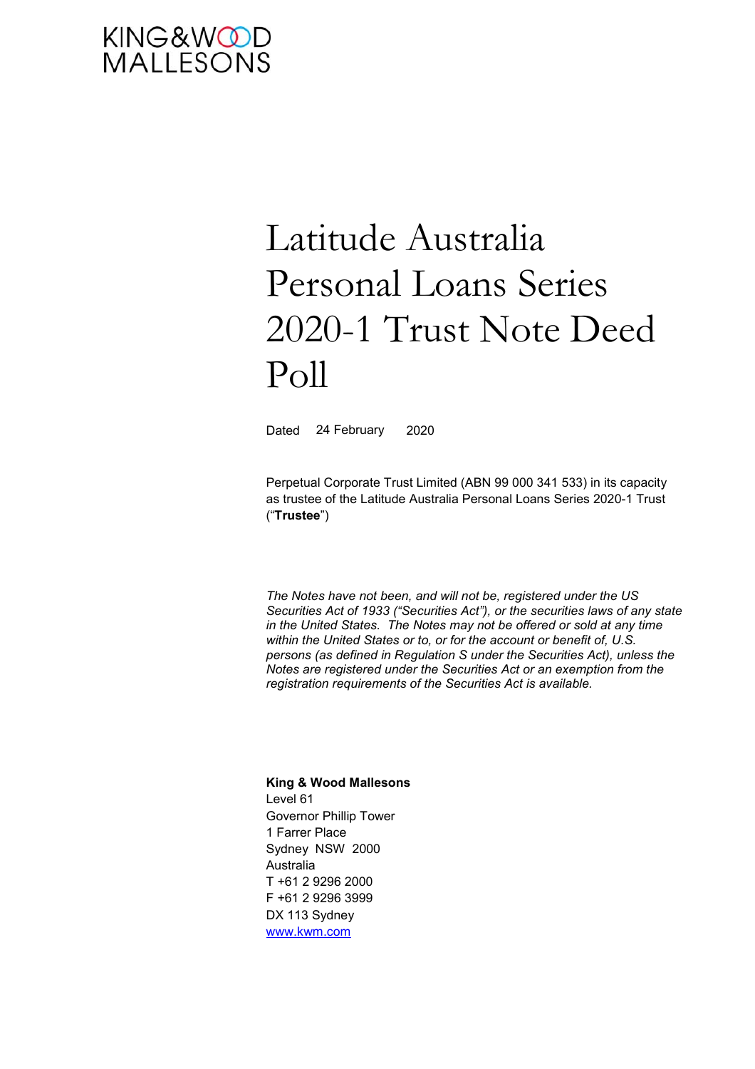KING&WOOD MALLESONS

# Latitude Australia Personal Loans Series 2020-1 Trust Note Deed Poll

Dated 24 February 2020

Perpetual Corporate Trust Limited (ABN 99 000 341 533) in its capacity as trustee of the Latitude Australia Personal Loans Series 2020-1 Trust ("**Trustee**")

*The Notes have not been, and will not be, registered under the US Securities Act of 1933 ("Securities Act"), or the securities laws of any state in the United States. The Notes may not be offered or sold at any time within the United States or to, or for the account or benefit of, U.S. persons (as defined in Regulation S under the Securities Act), unless the Notes are registered under the Securities Act or an exemption from the registration requirements of the Securities Act is available.*

**King & Wood Mallesons**
Level 61
Governor Phillip Tower
1 Farrer Place
Sydney NSW 2000
Australia
T +61 2 9296 2000
F +61 2 9296 3999
DX 113 Sydney
www.kwm.com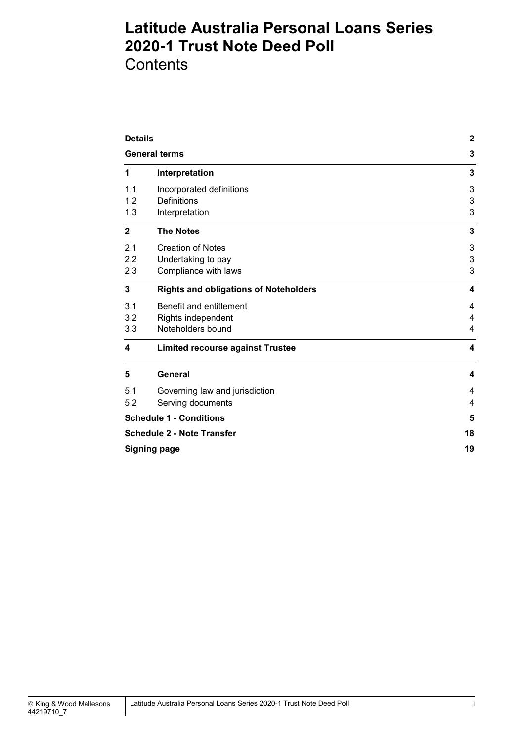# Latitude Australia Personal Loans Series 2020-1 Trust Note Deed Poll
## Contents

| | | |
|---|---|---|
| **Details** | | **2** |
| **General terms** | | **3** |
| **1** | **Interpretation** | **3** |
| 1.1 | Incorporated definitions | 3 |
| 1.2 | Definitions | 3 |
| 1.3 | Interpretation | 3 |
| **2** | **The Notes** | **3** |
| 2.1 | Creation of Notes | 3 |
| 2.2 | Undertaking to pay | 3 |
| 2.3 | Compliance with laws | 3 |
| **3** | **Rights and obligations of Noteholders** | **4** |
| 3.1 | Benefit and entitlement | 4 |
| 3.2 | Rights independent | 4 |
| 3.3 | Noteholders bound | 4 |
| **4** | **Limited recourse against Trustee** | **4** |
| **5** | **General** | **4** |
| 5.1 | Governing law and jurisdiction | 4 |
| 5.2 | Serving documents | 4 |
| **Schedule 1 - Conditions** | | **5** |
| **Schedule 2 - Note Transfer** | | **18** |
| **Signing page** | | **19** |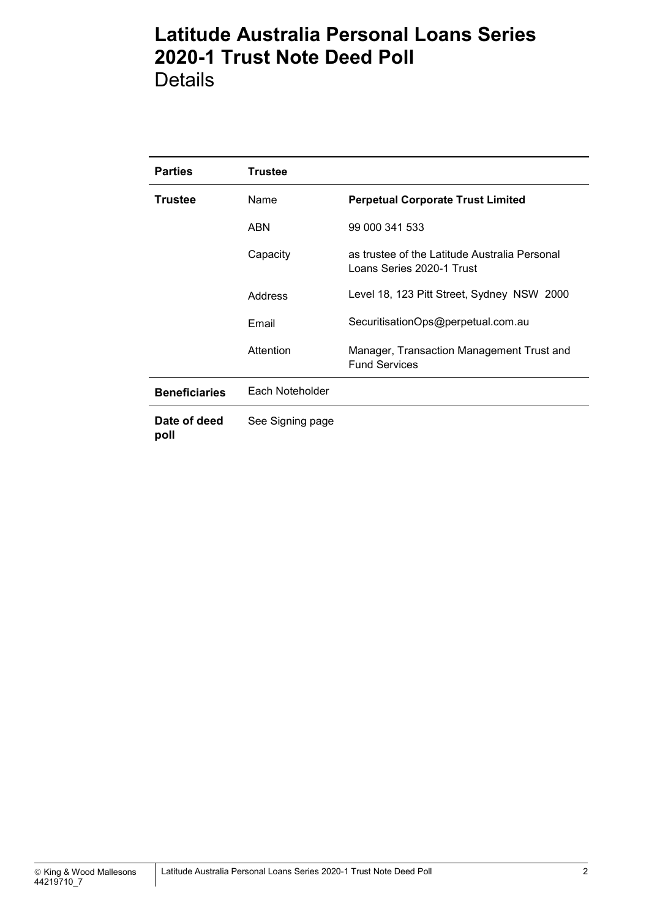# Latitude Australia Personal Loans Series 2020-1 Trust Note Deed Poll

## Details

| **Parties** | **Trustee** | |
|---|---|---|
| **Trustee** | Name | **Perpetual Corporate Trust Limited** |
| | ABN | 99 000 341 533 |
| | Capacity | as trustee of the Latitude Australia Personal Loans Series 2020-1 Trust |
| | Address | Level 18, 123 Pitt Street, Sydney NSW 2000 |
| | Email | SecuritisationOps@perpetual.com.au |
| | Attention | Manager, Transaction Management Trust and Fund Services |
| **Beneficiaries** | Each Noteholder | |
| **Date of deed poll** | See Signing page | |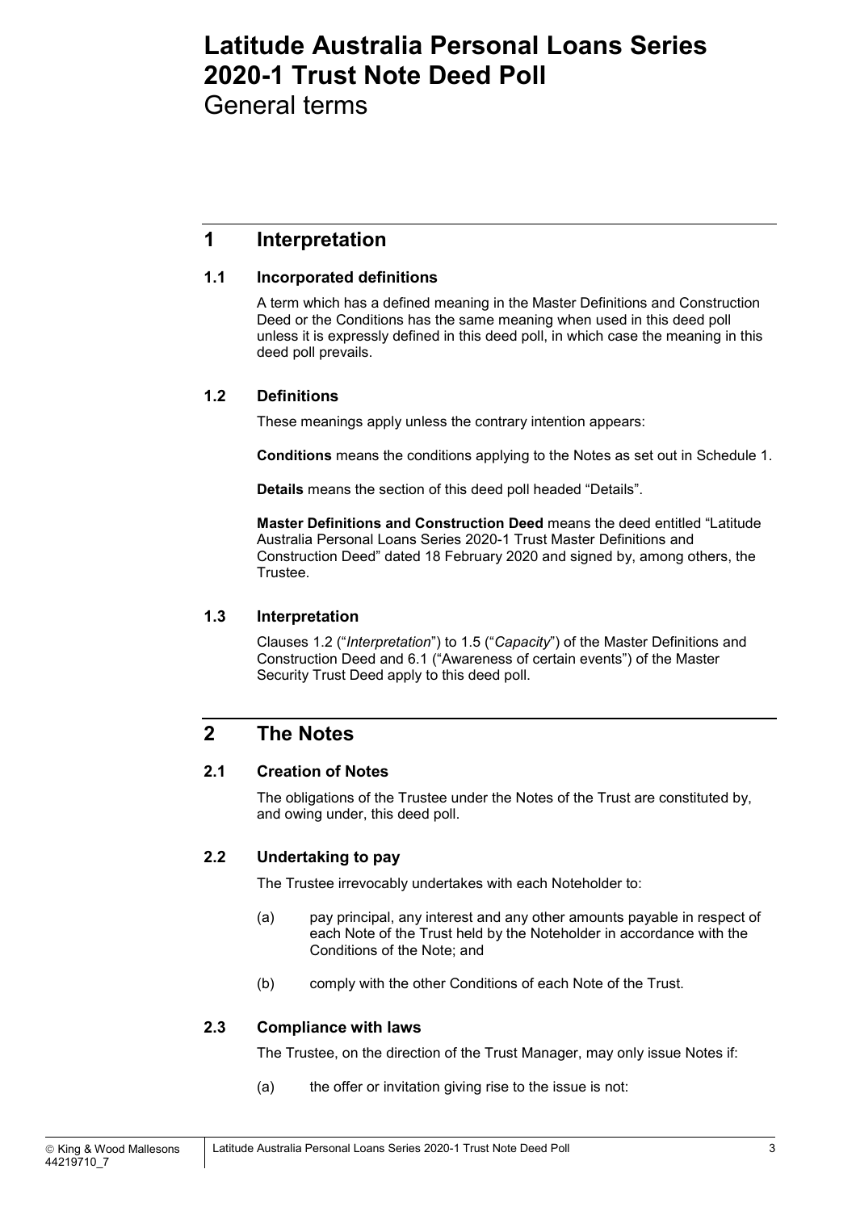# Latitude Australia Personal Loans Series 2020-1 Trust Note Deed Poll

General terms

## 1 Interpretation

### 1.1 Incorporated definitions

A term which has a defined meaning in the Master Definitions and Construction Deed or the Conditions has the same meaning when used in this deed poll unless it is expressly defined in this deed poll, in which case the meaning in this deed poll prevails.

### 1.2 Definitions

These meanings apply unless the contrary intention appears:

**Conditions** means the conditions applying to the Notes as set out in Schedule 1.

**Details** means the section of this deed poll headed "Details".

**Master Definitions and Construction Deed** means the deed entitled "Latitude Australia Personal Loans Series 2020-1 Trust Master Definitions and Construction Deed" dated 18 February 2020 and signed by, among others, the Trustee.

### 1.3 Interpretation

Clauses 1.2 ("*Interpretation*") to 1.5 ("*Capacity*") of the Master Definitions and Construction Deed and 6.1 ("Awareness of certain events") of the Master Security Trust Deed apply to this deed poll.

## 2 The Notes

### 2.1 Creation of Notes

The obligations of the Trustee under the Notes of the Trust are constituted by, and owing under, this deed poll.

### 2.2 Undertaking to pay

The Trustee irrevocably undertakes with each Noteholder to:

(a) pay principal, any interest and any other amounts payable in respect of each Note of the Trust held by the Noteholder in accordance with the Conditions of the Note; and

(b) comply with the other Conditions of each Note of the Trust.

### 2.3 Compliance with laws

The Trustee, on the direction of the Trust Manager, may only issue Notes if:

(a) the offer or invitation giving rise to the issue is not: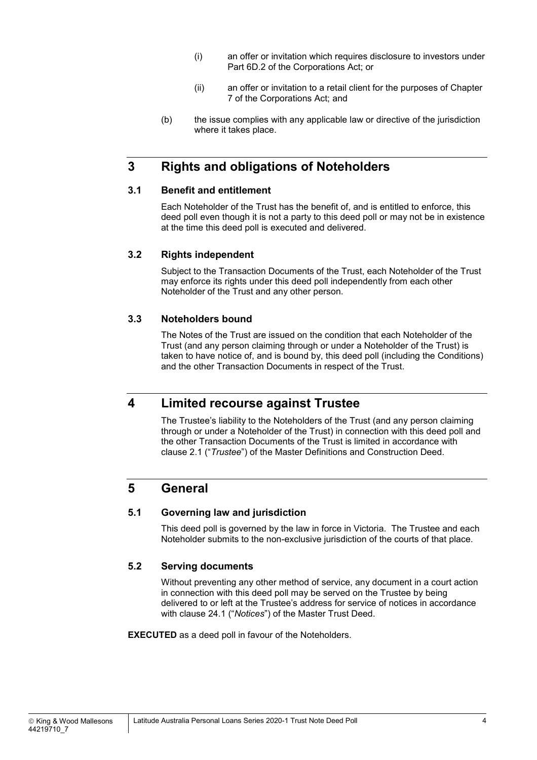(i) an offer or invitation which requires disclosure to investors under Part 6D.2 of the Corporations Act; or

(ii) an offer or invitation to a retail client for the purposes of Chapter 7 of the Corporations Act; and

(b) the issue complies with any applicable law or directive of the jurisdiction where it takes place.

# 3 Rights and obligations of Noteholders

## 3.1 Benefit and entitlement

Each Noteholder of the Trust has the benefit of, and is entitled to enforce, this deed poll even though it is not a party to this deed poll or may not be in existence at the time this deed poll is executed and delivered.

## 3.2 Rights independent

Subject to the Transaction Documents of the Trust, each Noteholder of the Trust may enforce its rights under this deed poll independently from each other Noteholder of the Trust and any other person.

## 3.3 Noteholders bound

The Notes of the Trust are issued on the condition that each Noteholder of the Trust (and any person claiming through or under a Noteholder of the Trust) is taken to have notice of, and is bound by, this deed poll (including the Conditions) and the other Transaction Documents in respect of the Trust.

# 4 Limited recourse against Trustee

The Trustee's liability to the Noteholders of the Trust (and any person claiming through or under a Noteholder of the Trust) in connection with this deed poll and the other Transaction Documents of the Trust is limited in accordance with clause 2.1 ("*Trustee*") of the Master Definitions and Construction Deed.

# 5 General

## 5.1 Governing law and jurisdiction

This deed poll is governed by the law in force in Victoria. The Trustee and each Noteholder submits to the non-exclusive jurisdiction of the courts of that place.

## 5.2 Serving documents

Without preventing any other method of service, any document in a court action in connection with this deed poll may be served on the Trustee by being delivered to or left at the Trustee's address for service of notices in accordance with clause 24.1 ("*Notices*") of the Master Trust Deed.

**EXECUTED** as a deed poll in favour of the Noteholders.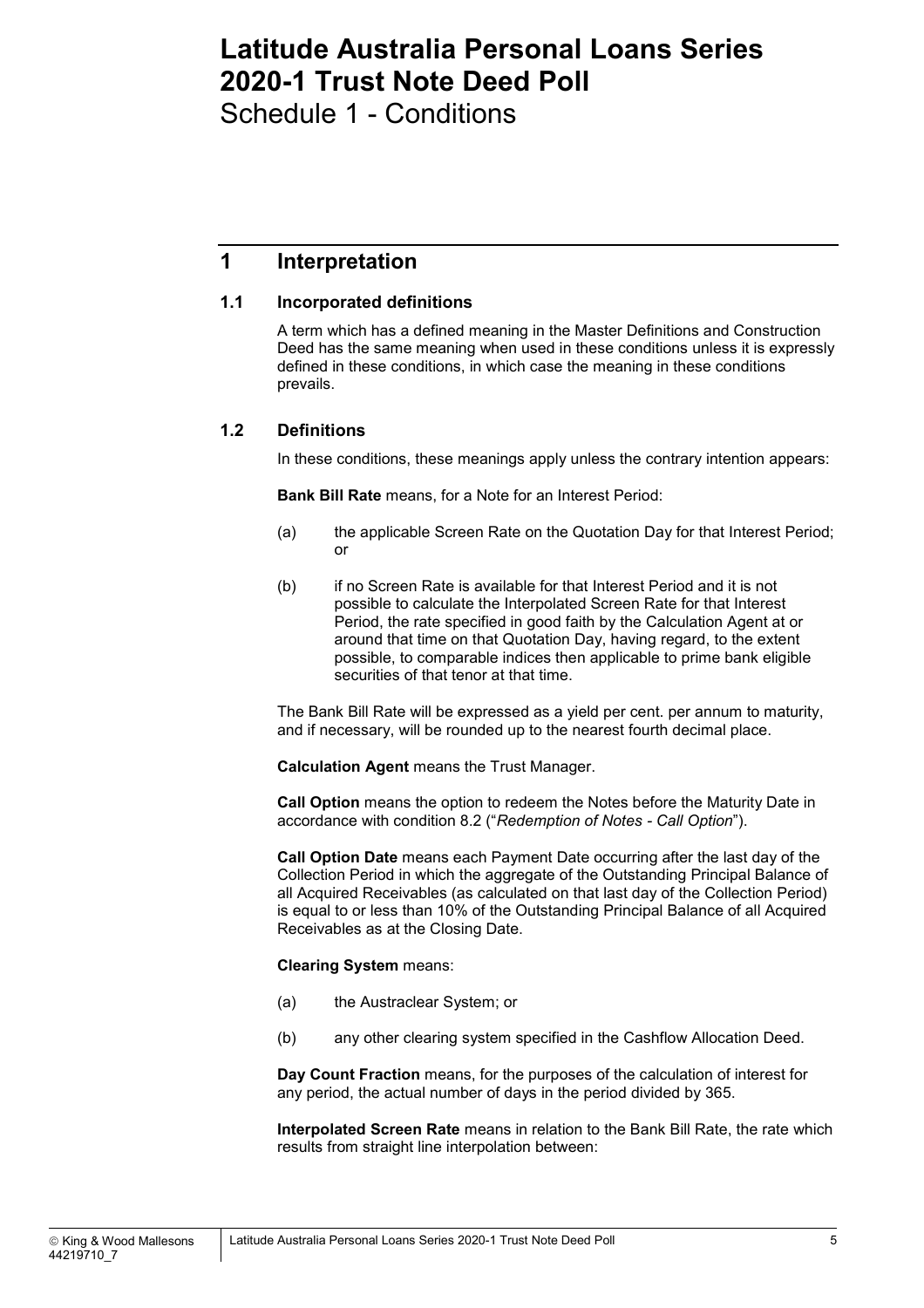# Latitude Australia Personal Loans Series 2020-1 Trust Note Deed Poll

Schedule 1 - Conditions

## 1 Interpretation

### 1.1 Incorporated definitions

A term which has a defined meaning in the Master Definitions and Construction Deed has the same meaning when used in these conditions unless it is expressly defined in these conditions, in which case the meaning in these conditions prevails.

### 1.2 Definitions

In these conditions, these meanings apply unless the contrary intention appears:

**Bank Bill Rate** means, for a Note for an Interest Period:

(a) the applicable Screen Rate on the Quotation Day for that Interest Period; or

(b) if no Screen Rate is available for that Interest Period and it is not possible to calculate the Interpolated Screen Rate for that Interest Period, the rate specified in good faith by the Calculation Agent at or around that time on that Quotation Day, having regard, to the extent possible, to comparable indices then applicable to prime bank eligible securities of that tenor at that time.

The Bank Bill Rate will be expressed as a yield per cent. per annum to maturity, and if necessary, will be rounded up to the nearest fourth decimal place.

**Calculation Agent** means the Trust Manager.

**Call Option** means the option to redeem the Notes before the Maturity Date in accordance with condition 8.2 ("*Redemption of Notes - Call Option*").

**Call Option Date** means each Payment Date occurring after the last day of the Collection Period in which the aggregate of the Outstanding Principal Balance of all Acquired Receivables (as calculated on that last day of the Collection Period) is equal to or less than 10% of the Outstanding Principal Balance of all Acquired Receivables as at the Closing Date.

**Clearing System** means:

(a) the Austraclear System; or

(b) any other clearing system specified in the Cashflow Allocation Deed.

**Day Count Fraction** means, for the purposes of the calculation of interest for any period, the actual number of days in the period divided by 365.

**Interpolated Screen Rate** means in relation to the Bank Bill Rate, the rate which results from straight line interpolation between: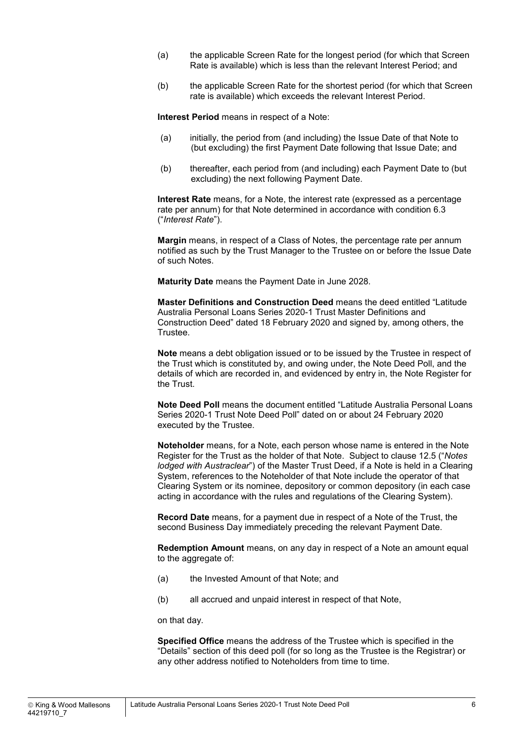(a) the applicable Screen Rate for the longest period (for which that Screen Rate is available) which is less than the relevant Interest Period; and

(b) the applicable Screen Rate for the shortest period (for which that Screen rate is available) which exceeds the relevant Interest Period.

**Interest Period** means in respect of a Note:

(a) initially, the period from (and including) the Issue Date of that Note to (but excluding) the first Payment Date following that Issue Date; and

(b) thereafter, each period from (and including) each Payment Date to (but excluding) the next following Payment Date.

**Interest Rate** means, for a Note, the interest rate (expressed as a percentage rate per annum) for that Note determined in accordance with condition 6.3 ("*Interest Rate*").

**Margin** means, in respect of a Class of Notes, the percentage rate per annum notified as such by the Trust Manager to the Trustee on or before the Issue Date of such Notes.

**Maturity Date** means the Payment Date in June 2028.

**Master Definitions and Construction Deed** means the deed entitled "Latitude Australia Personal Loans Series 2020-1 Trust Master Definitions and Construction Deed" dated 18 February 2020 and signed by, among others, the Trustee.

**Note** means a debt obligation issued or to be issued by the Trustee in respect of the Trust which is constituted by, and owing under, the Note Deed Poll, and the details of which are recorded in, and evidenced by entry in, the Note Register for the Trust.

**Note Deed Poll** means the document entitled "Latitude Australia Personal Loans Series 2020-1 Trust Note Deed Poll" dated on or about 24 February 2020 executed by the Trustee.

**Noteholder** means, for a Note, each person whose name is entered in the Note Register for the Trust as the holder of that Note. Subject to clause 12.5 ("*Notes lodged with Austraclear*") of the Master Trust Deed, if a Note is held in a Clearing System, references to the Noteholder of that Note include the operator of that Clearing System or its nominee, depository or common depository (in each case acting in accordance with the rules and regulations of the Clearing System).

**Record Date** means, for a payment due in respect of a Note of the Trust, the second Business Day immediately preceding the relevant Payment Date.

**Redemption Amount** means, on any day in respect of a Note an amount equal to the aggregate of:

(a) the Invested Amount of that Note; and

(b) all accrued and unpaid interest in respect of that Note,

on that day.

**Specified Office** means the address of the Trustee which is specified in the "Details" section of this deed poll (for so long as the Trustee is the Registrar) or any other address notified to Noteholders from time to time.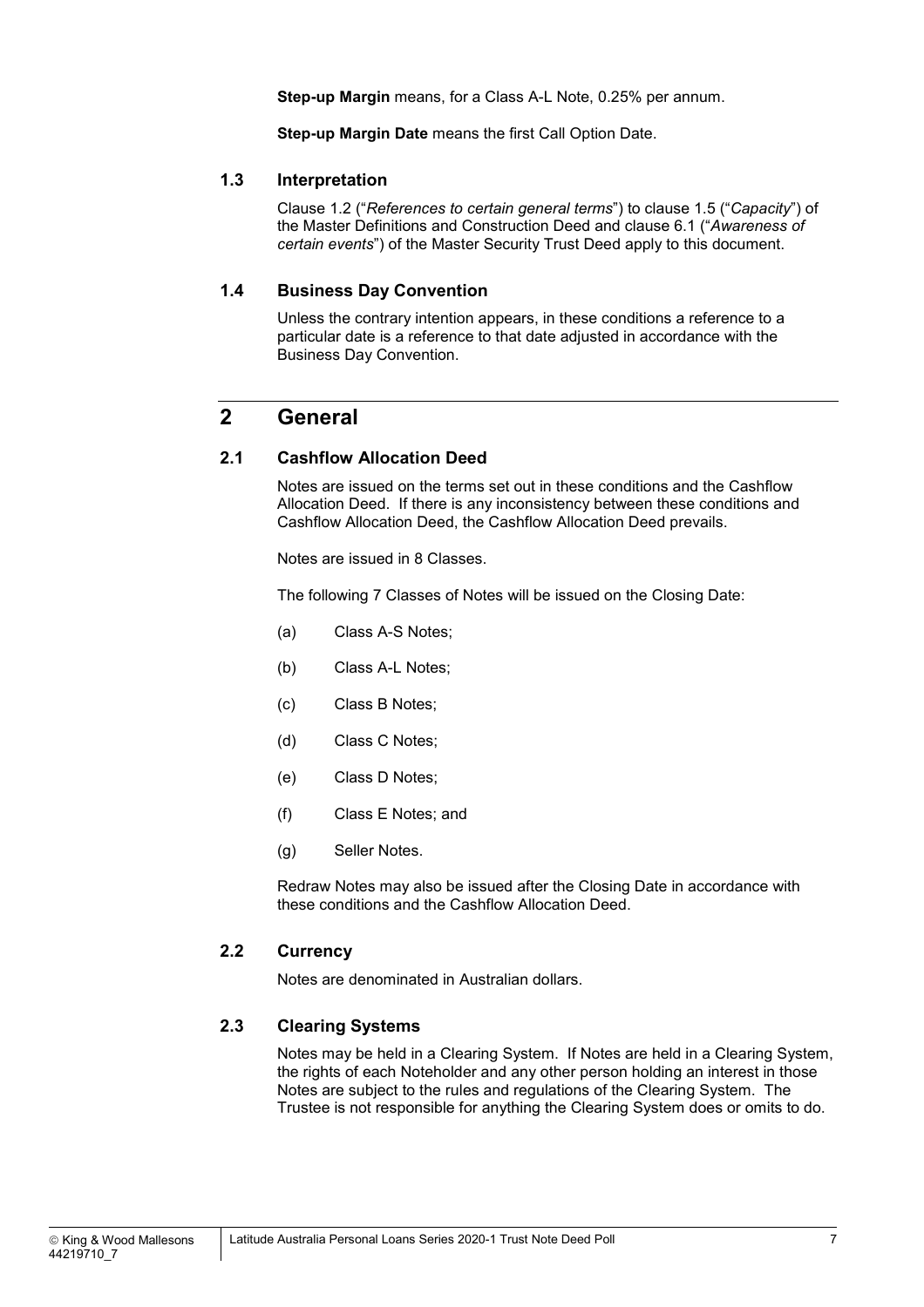**Step-up Margin** means, for a Class A-L Note, 0.25% per annum.

**Step-up Margin Date** means the first Call Option Date.

### 1.3 Interpretation

Clause 1.2 ("*References to certain general terms*") to clause 1.5 ("*Capacity*") of the Master Definitions and Construction Deed and clause 6.1 ("*Awareness of certain events*") of the Master Security Trust Deed apply to this document.

### 1.4 Business Day Convention

Unless the contrary intention appears, in these conditions a reference to a particular date is a reference to that date adjusted in accordance with the Business Day Convention.

## 2 General

### 2.1 Cashflow Allocation Deed

Notes are issued on the terms set out in these conditions and the Cashflow Allocation Deed. If there is any inconsistency between these conditions and Cashflow Allocation Deed, the Cashflow Allocation Deed prevails.

Notes are issued in 8 Classes.

The following 7 Classes of Notes will be issued on the Closing Date:

(a) Class A-S Notes;

(b) Class A-L Notes;

(c) Class B Notes;

(d) Class C Notes;

(e) Class D Notes;

(f) Class E Notes; and

(g) Seller Notes.

Redraw Notes may also be issued after the Closing Date in accordance with these conditions and the Cashflow Allocation Deed.

### 2.2 Currency

Notes are denominated in Australian dollars.

### 2.3 Clearing Systems

Notes may be held in a Clearing System. If Notes are held in a Clearing System, the rights of each Noteholder and any other person holding an interest in those Notes are subject to the rules and regulations of the Clearing System. The Trustee is not responsible for anything the Clearing System does or omits to do.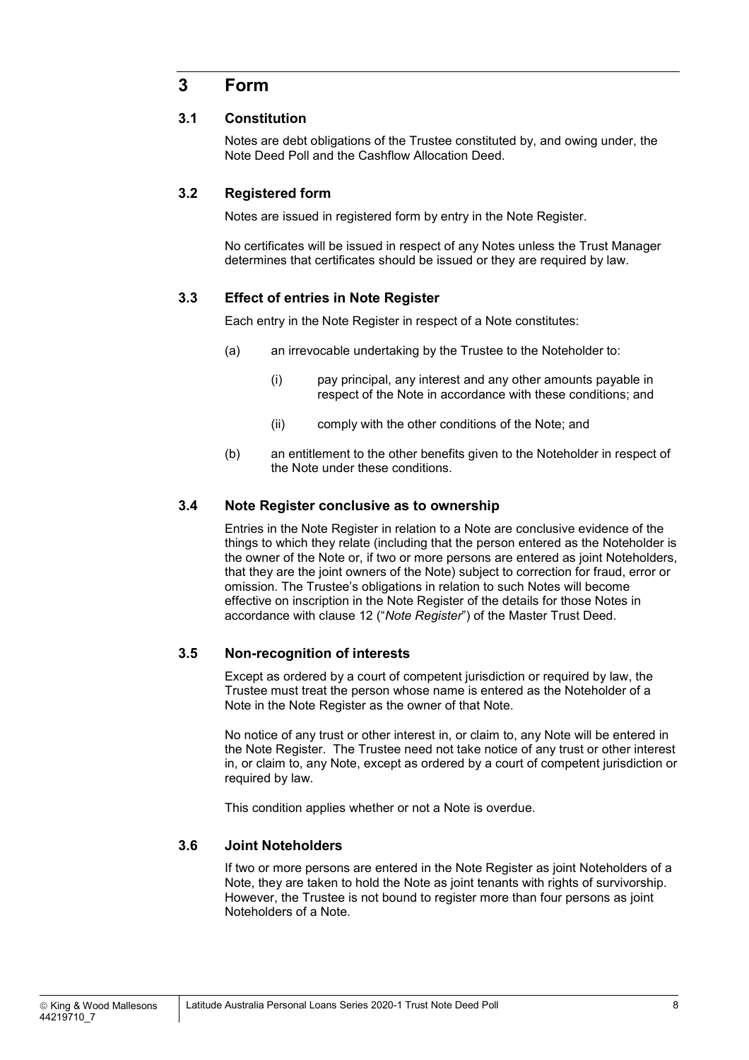# 3 Form

## 3.1 Constitution

Notes are debt obligations of the Trustee constituted by, and owing under, the Note Deed Poll and the Cashflow Allocation Deed.

## 3.2 Registered form

Notes are issued in registered form by entry in the Note Register.

No certificates will be issued in respect of any Notes unless the Trust Manager determines that certificates should be issued or they are required by law.

## 3.3 Effect of entries in Note Register

Each entry in the Note Register in respect of a Note constitutes:

(a) an irrevocable undertaking by the Trustee to the Noteholder to:

   (i) pay principal, any interest and any other amounts payable in respect of the Note in accordance with these conditions; and

   (ii) comply with the other conditions of the Note; and

(b) an entitlement to the other benefits given to the Noteholder in respect of the Note under these conditions.

## 3.4 Note Register conclusive as to ownership

Entries in the Note Register in relation to a Note are conclusive evidence of the things to which they relate (including that the person entered as the Noteholder is the owner of the Note or, if two or more persons are entered as joint Noteholders, that they are the joint owners of the Note) subject to correction for fraud, error or omission. The Trustee's obligations in relation to such Notes will become effective on inscription in the Note Register of the details for those Notes in accordance with clause 12 ("*Note Register*") of the Master Trust Deed.

## 3.5 Non-recognition of interests

Except as ordered by a court of competent jurisdiction or required by law, the Trustee must treat the person whose name is entered as the Noteholder of a Note in the Note Register as the owner of that Note.

No notice of any trust or other interest in, or claim to, any Note will be entered in the Note Register. The Trustee need not take notice of any trust or other interest in, or claim to, any Note, except as ordered by a court of competent jurisdiction or required by law.

This condition applies whether or not a Note is overdue.

## 3.6 Joint Noteholders

If two or more persons are entered in the Note Register as joint Noteholders of a Note, they are taken to hold the Note as joint tenants with rights of survivorship. However, the Trustee is not bound to register more than four persons as joint Noteholders of a Note.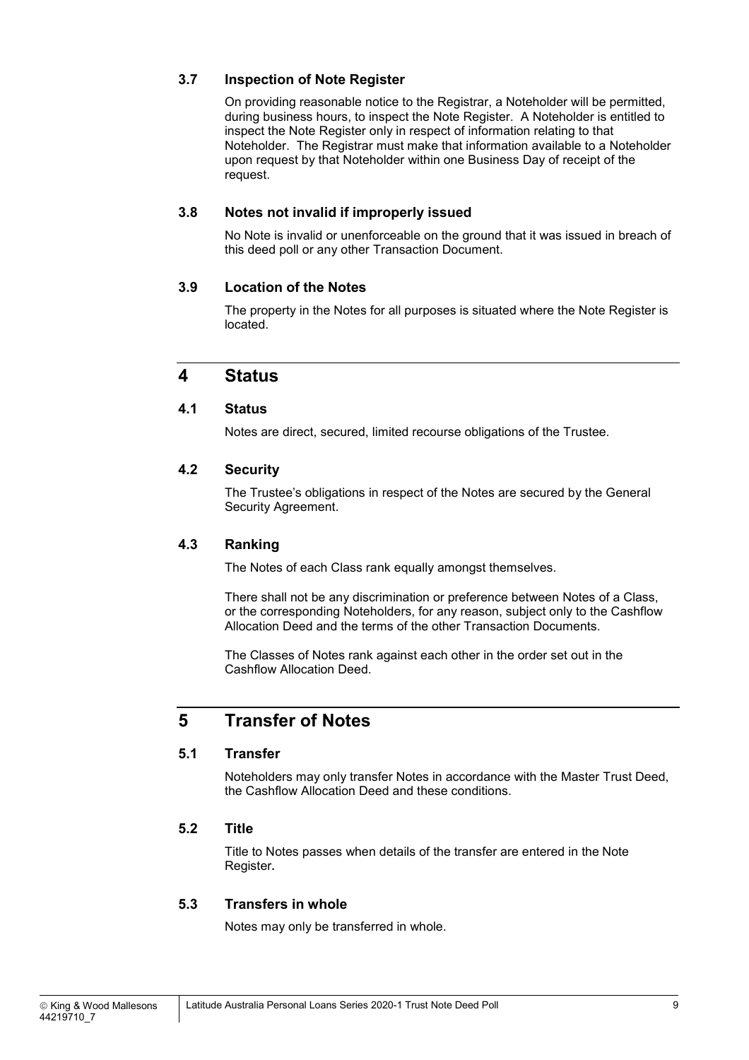### 3.7 Inspection of Note Register

On providing reasonable notice to the Registrar, a Noteholder will be permitted, during business hours, to inspect the Note Register. A Noteholder is entitled to inspect the Note Register only in respect of information relating to that Noteholder. The Registrar must make that information available to a Noteholder upon request by that Noteholder within one Business Day of receipt of the request.

### 3.8 Notes not invalid if improperly issued

No Note is invalid or unenforceable on the ground that it was issued in breach of this deed poll or any other Transaction Document.

### 3.9 Location of the Notes

The property in the Notes for all purposes is situated where the Note Register is located.

## 4 Status

### 4.1 Status

Notes are direct, secured, limited recourse obligations of the Trustee.

### 4.2 Security

The Trustee's obligations in respect of the Notes are secured by the General Security Agreement.

### 4.3 Ranking

The Notes of each Class rank equally amongst themselves.

There shall not be any discrimination or preference between Notes of a Class, or the corresponding Noteholders, for any reason, subject only to the Cashflow Allocation Deed and the terms of the other Transaction Documents.

The Classes of Notes rank against each other in the order set out in the Cashflow Allocation Deed.

## 5 Transfer of Notes

### 5.1 Transfer

Noteholders may only transfer Notes in accordance with the Master Trust Deed, the Cashflow Allocation Deed and these conditions.

### 5.2 Title

Title to Notes passes when details of the transfer are entered in the Note Register.

### 5.3 Transfers in whole

Notes may only be transferred in whole.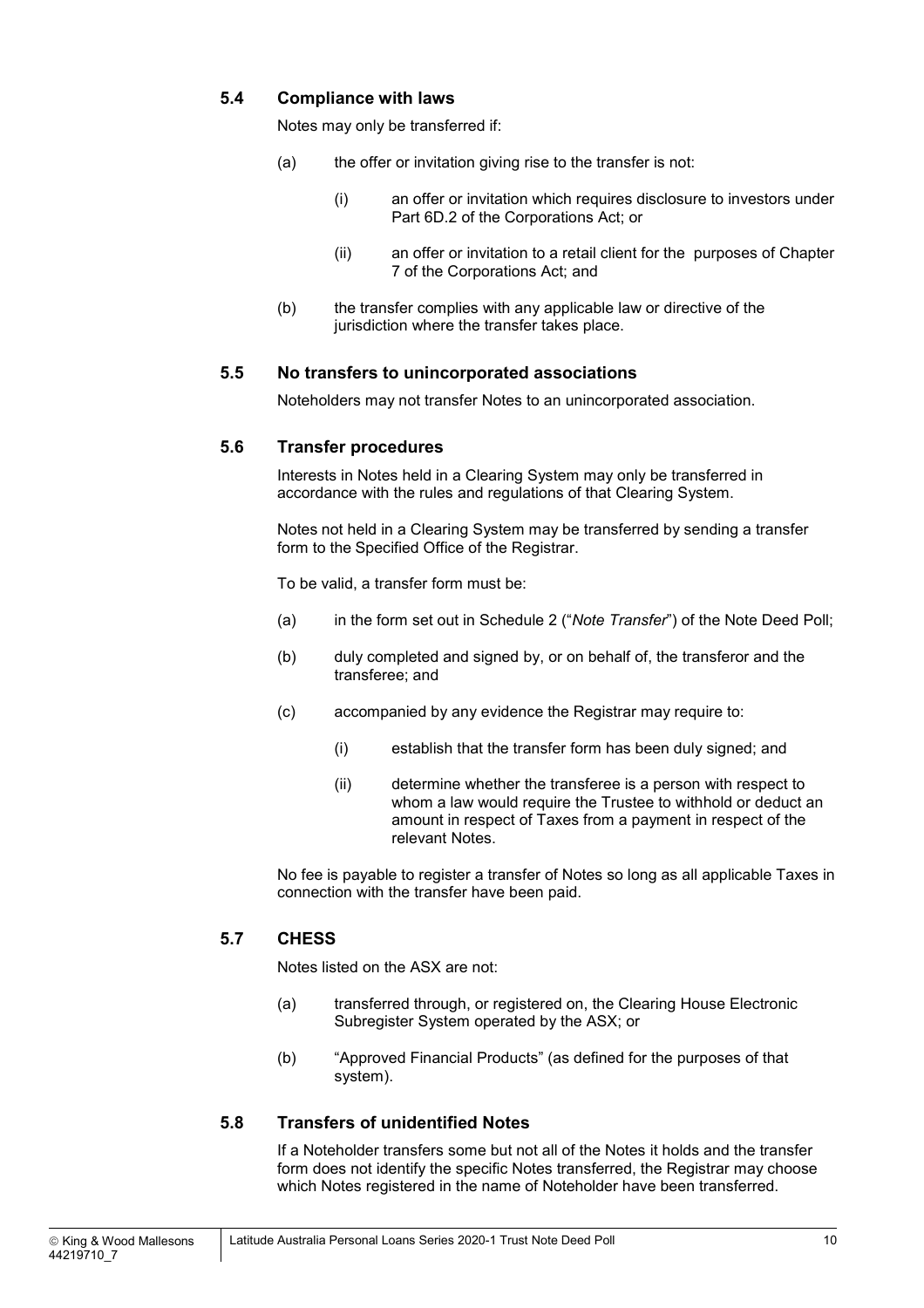### 5.4 Compliance with laws

Notes may only be transferred if:

(a) the offer or invitation giving rise to the transfer is not:

  (i) an offer or invitation which requires disclosure to investors under Part 6D.2 of the Corporations Act; or

  (ii) an offer or invitation to a retail client for the purposes of Chapter 7 of the Corporations Act; and

(b) the transfer complies with any applicable law or directive of the jurisdiction where the transfer takes place.

### 5.5 No transfers to unincorporated associations

Noteholders may not transfer Notes to an unincorporated association.

### 5.6 Transfer procedures

Interests in Notes held in a Clearing System may only be transferred in accordance with the rules and regulations of that Clearing System.

Notes not held in a Clearing System may be transferred by sending a transfer form to the Specified Office of the Registrar.

To be valid, a transfer form must be:

(a) in the form set out in Schedule 2 ("*Note Transfer*") of the Note Deed Poll;

(b) duly completed and signed by, or on behalf of, the transferor and the transferee; and

(c) accompanied by any evidence the Registrar may require to:

  (i) establish that the transfer form has been duly signed; and

  (ii) determine whether the transferee is a person with respect to whom a law would require the Trustee to withhold or deduct an amount in respect of Taxes from a payment in respect of the relevant Notes.

No fee is payable to register a transfer of Notes so long as all applicable Taxes in connection with the transfer have been paid.

### 5.7 CHESS

Notes listed on the ASX are not:

(a) transferred through, or registered on, the Clearing House Electronic Subregister System operated by the ASX; or

(b) "Approved Financial Products" (as defined for the purposes of that system).

### 5.8 Transfers of unidentified Notes

If a Noteholder transfers some but not all of the Notes it holds and the transfer form does not identify the specific Notes transferred, the Registrar may choose which Notes registered in the name of Noteholder have been transferred.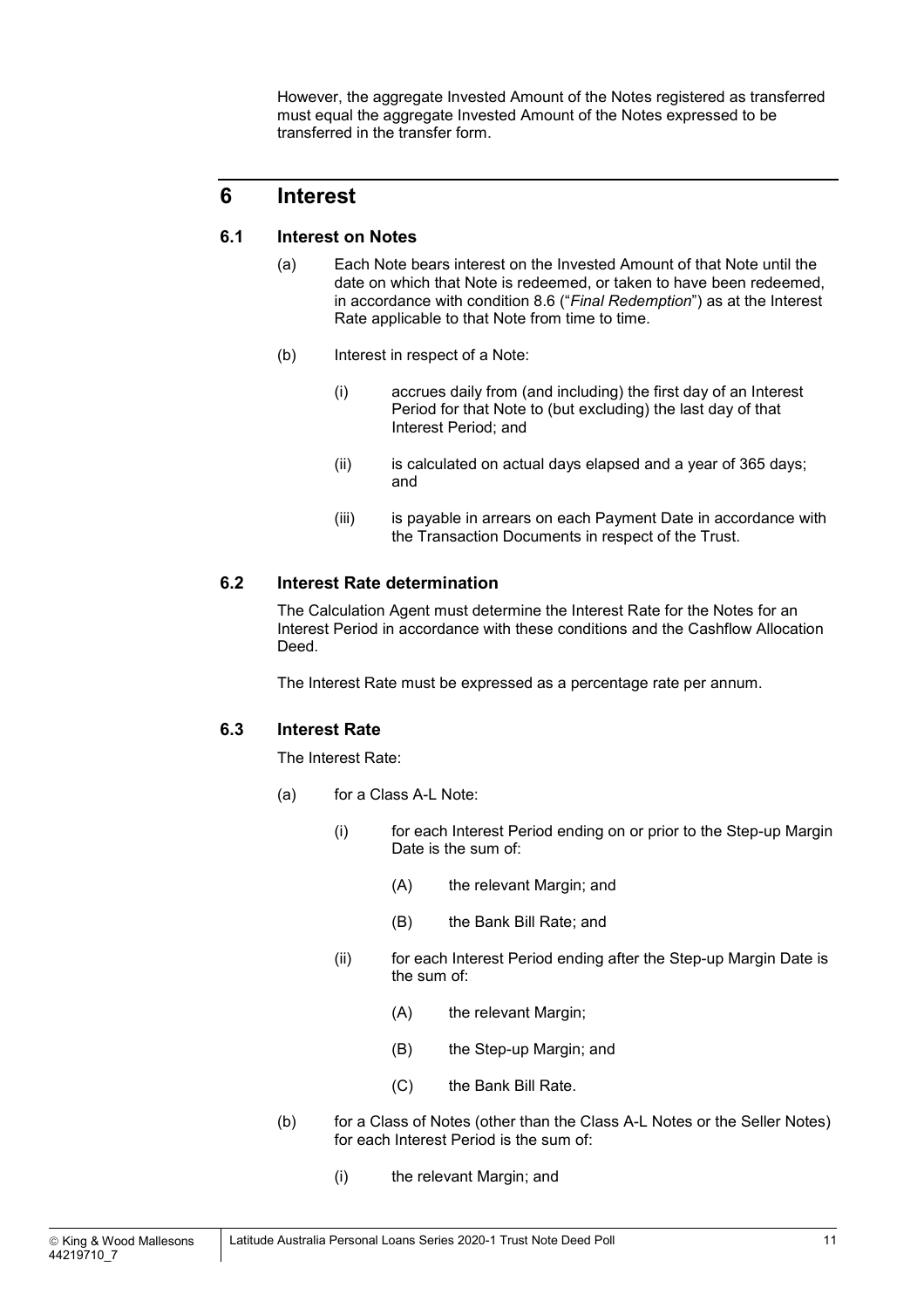However, the aggregate Invested Amount of the Notes registered as transferred must equal the aggregate Invested Amount of the Notes expressed to be transferred in the transfer form.

# 6 Interest

## 6.1 Interest on Notes

(a) Each Note bears interest on the Invested Amount of that Note until the date on which that Note is redeemed, or taken to have been redeemed, in accordance with condition 8.6 ("*Final Redemption*") as at the Interest Rate applicable to that Note from time to time.

(b) Interest in respect of a Note:

(i) accrues daily from (and including) the first day of an Interest Period for that Note to (but excluding) the last day of that Interest Period; and

(ii) is calculated on actual days elapsed and a year of 365 days; and

(iii) is payable in arrears on each Payment Date in accordance with the Transaction Documents in respect of the Trust.

## 6.2 Interest Rate determination

The Calculation Agent must determine the Interest Rate for the Notes for an Interest Period in accordance with these conditions and the Cashflow Allocation Deed.

The Interest Rate must be expressed as a percentage rate per annum.

## 6.3 Interest Rate

The Interest Rate:

(a) for a Class A-L Note:

(i) for each Interest Period ending on or prior to the Step-up Margin Date is the sum of:

(A) the relevant Margin; and

(B) the Bank Bill Rate; and

(ii) for each Interest Period ending after the Step-up Margin Date is the sum of:

(A) the relevant Margin;

(B) the Step-up Margin; and

(C) the Bank Bill Rate.

(b) for a Class of Notes (other than the Class A-L Notes or the Seller Notes) for each Interest Period is the sum of:

(i) the relevant Margin; and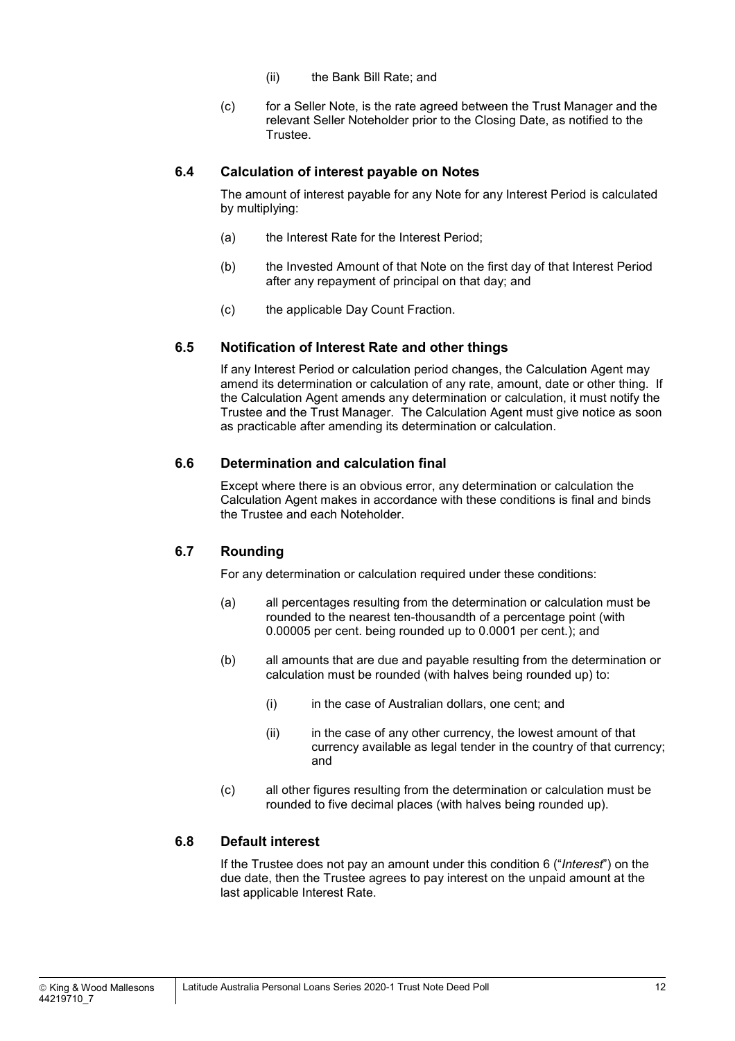(ii) the Bank Bill Rate; and

(c) for a Seller Note, is the rate agreed between the Trust Manager and the relevant Seller Noteholder prior to the Closing Date, as notified to the Trustee.

### 6.4 Calculation of interest payable on Notes

The amount of interest payable for any Note for any Interest Period is calculated by multiplying:

(a) the Interest Rate for the Interest Period;

(b) the Invested Amount of that Note on the first day of that Interest Period after any repayment of principal on that day; and

(c) the applicable Day Count Fraction.

### 6.5 Notification of Interest Rate and other things

If any Interest Period or calculation period changes, the Calculation Agent may amend its determination or calculation of any rate, amount, date or other thing. If the Calculation Agent amends any determination or calculation, it must notify the Trustee and the Trust Manager. The Calculation Agent must give notice as soon as practicable after amending its determination or calculation.

### 6.6 Determination and calculation final

Except where there is an obvious error, any determination or calculation the Calculation Agent makes in accordance with these conditions is final and binds the Trustee and each Noteholder.

### 6.7 Rounding

For any determination or calculation required under these conditions:

(a) all percentages resulting from the determination or calculation must be rounded to the nearest ten-thousandth of a percentage point (with 0.00005 per cent. being rounded up to 0.0001 per cent.); and

(b) all amounts that are due and payable resulting from the determination or calculation must be rounded (with halves being rounded up) to:

(i) in the case of Australian dollars, one cent; and

(ii) in the case of any other currency, the lowest amount of that currency available as legal tender in the country of that currency; and

(c) all other figures resulting from the determination or calculation must be rounded to five decimal places (with halves being rounded up).

### 6.8 Default interest

If the Trustee does not pay an amount under this condition 6 ("*Interest*") on the due date, then the Trustee agrees to pay interest on the unpaid amount at the last applicable Interest Rate.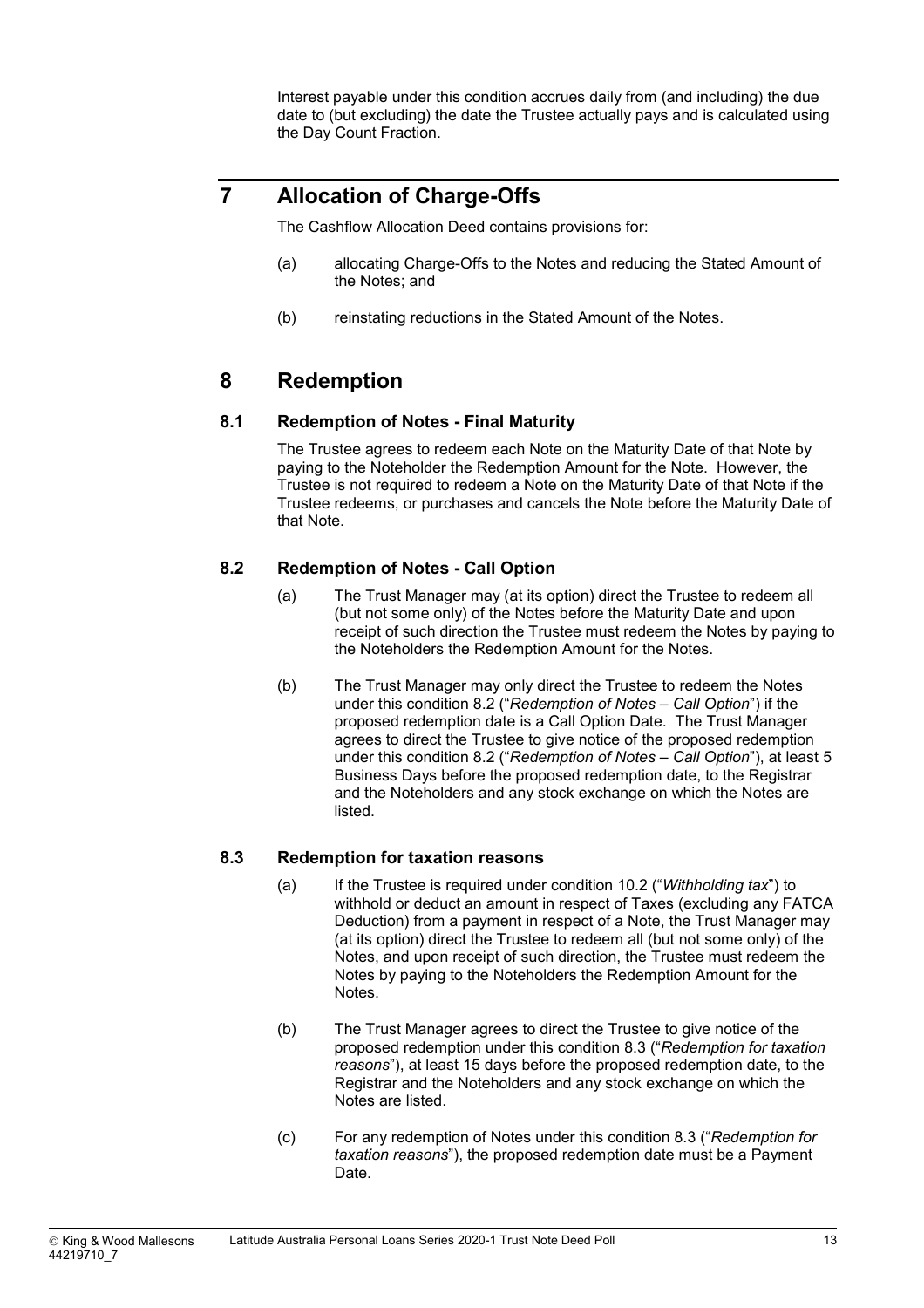Interest payable under this condition accrues daily from (and including) the due date to (but excluding) the date the Trustee actually pays and is calculated using the Day Count Fraction.

# 7 Allocation of Charge-Offs

The Cashflow Allocation Deed contains provisions for:

(a) allocating Charge-Offs to the Notes and reducing the Stated Amount of the Notes; and

(b) reinstating reductions in the Stated Amount of the Notes.

# 8 Redemption

## 8.1 Redemption of Notes - Final Maturity

The Trustee agrees to redeem each Note on the Maturity Date of that Note by paying to the Noteholder the Redemption Amount for the Note. However, the Trustee is not required to redeem a Note on the Maturity Date of that Note if the Trustee redeems, or purchases and cancels the Note before the Maturity Date of that Note.

## 8.2 Redemption of Notes - Call Option

(a) The Trust Manager may (at its option) direct the Trustee to redeem all (but not some only) of the Notes before the Maturity Date and upon receipt of such direction the Trustee must redeem the Notes by paying to the Noteholders the Redemption Amount for the Notes.

(b) The Trust Manager may only direct the Trustee to redeem the Notes under this condition 8.2 ("*Redemption of Notes – Call Option*") if the proposed redemption date is a Call Option Date. The Trust Manager agrees to direct the Trustee to give notice of the proposed redemption under this condition 8.2 ("*Redemption of Notes – Call Option*"), at least 5 Business Days before the proposed redemption date, to the Registrar and the Noteholders and any stock exchange on which the Notes are listed.

## 8.3 Redemption for taxation reasons

(a) If the Trustee is required under condition 10.2 ("*Withholding tax*") to withhold or deduct an amount in respect of Taxes (excluding any FATCA Deduction) from a payment in respect of a Note, the Trust Manager may (at its option) direct the Trustee to redeem all (but not some only) of the Notes, and upon receipt of such direction, the Trustee must redeem the Notes by paying to the Noteholders the Redemption Amount for the Notes.

(b) The Trust Manager agrees to direct the Trustee to give notice of the proposed redemption under this condition 8.3 ("*Redemption for taxation reasons*"), at least 15 days before the proposed redemption date, to the Registrar and the Noteholders and any stock exchange on which the Notes are listed.

(c) For any redemption of Notes under this condition 8.3 ("*Redemption for taxation reasons*"), the proposed redemption date must be a Payment Date.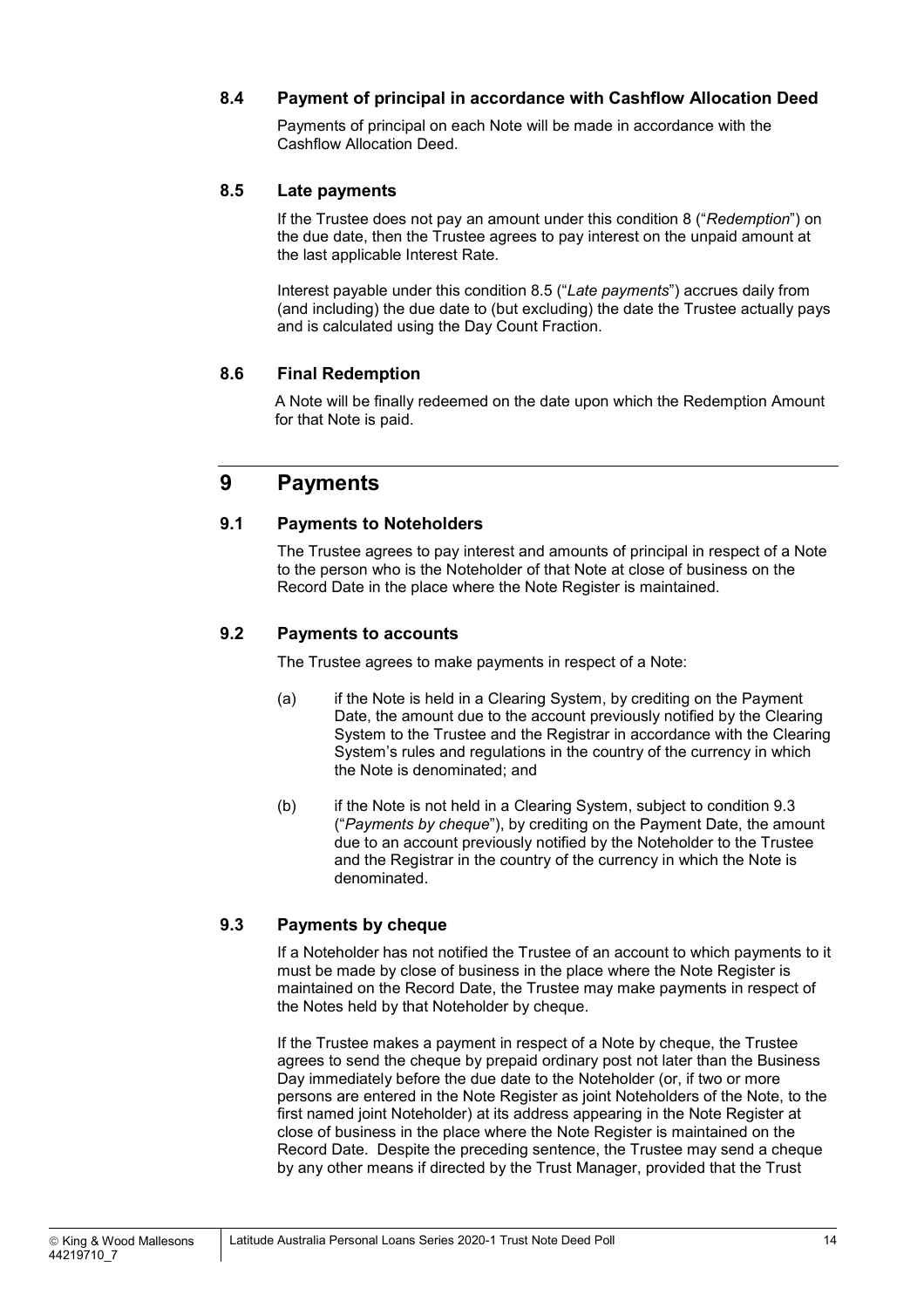### 8.4 Payment of principal in accordance with Cashflow Allocation Deed

Payments of principal on each Note will be made in accordance with the Cashflow Allocation Deed.

### 8.5 Late payments

If the Trustee does not pay an amount under this condition 8 ("*Redemption*") on the due date, then the Trustee agrees to pay interest on the unpaid amount at the last applicable Interest Rate.

Interest payable under this condition 8.5 ("*Late payments*") accrues daily from (and including) the due date to (but excluding) the date the Trustee actually pays and is calculated using the Day Count Fraction.

### 8.6 Final Redemption

A Note will be finally redeemed on the date upon which the Redemption Amount for that Note is paid.

## 9 Payments

### 9.1 Payments to Noteholders

The Trustee agrees to pay interest and amounts of principal in respect of a Note to the person who is the Noteholder of that Note at close of business on the Record Date in the place where the Note Register is maintained.

### 9.2 Payments to accounts

The Trustee agrees to make payments in respect of a Note:

(a) if the Note is held in a Clearing System, by crediting on the Payment Date, the amount due to the account previously notified by the Clearing System to the Trustee and the Registrar in accordance with the Clearing System's rules and regulations in the country of the currency in which the Note is denominated; and

(b) if the Note is not held in a Clearing System, subject to condition 9.3 ("*Payments by cheque*"), by crediting on the Payment Date, the amount due to an account previously notified by the Noteholder to the Trustee and the Registrar in the country of the currency in which the Note is denominated.

### 9.3 Payments by cheque

If a Noteholder has not notified the Trustee of an account to which payments to it must be made by close of business in the place where the Note Register is maintained on the Record Date, the Trustee may make payments in respect of the Notes held by that Noteholder by cheque.

If the Trustee makes a payment in respect of a Note by cheque, the Trustee agrees to send the cheque by prepaid ordinary post not later than the Business Day immediately before the due date to the Noteholder (or, if two or more persons are entered in the Note Register as joint Noteholders of the Note, to the first named joint Noteholder) at its address appearing in the Note Register at close of business in the place where the Note Register is maintained on the Record Date. Despite the preceding sentence, the Trustee may send a cheque by any other means if directed by the Trust Manager, provided that the Trust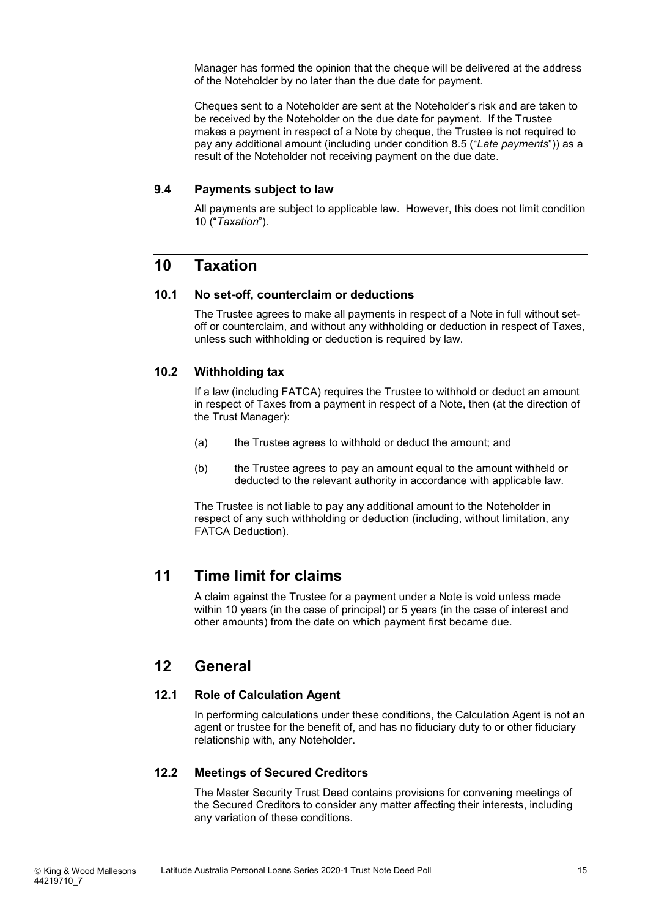Manager has formed the opinion that the cheque will be delivered at the address of the Noteholder by no later than the due date for payment.

Cheques sent to a Noteholder are sent at the Noteholder's risk and are taken to be received by the Noteholder on the due date for payment. If the Trustee makes a payment in respect of a Note by cheque, the Trustee is not required to pay any additional amount (including under condition 8.5 ("*Late payments*")) as a result of the Noteholder not receiving payment on the due date.

### 9.4 Payments subject to law

All payments are subject to applicable law. However, this does not limit condition 10 ("*Taxation*").

## 10 Taxation

### 10.1 No set-off, counterclaim or deductions

The Trustee agrees to make all payments in respect of a Note in full without set-off or counterclaim, and without any withholding or deduction in respect of Taxes, unless such withholding or deduction is required by law.

### 10.2 Withholding tax

If a law (including FATCA) requires the Trustee to withhold or deduct an amount in respect of Taxes from a payment in respect of a Note, then (at the direction of the Trust Manager):

(a) the Trustee agrees to withhold or deduct the amount; and

(b) the Trustee agrees to pay an amount equal to the amount withheld or deducted to the relevant authority in accordance with applicable law.

The Trustee is not liable to pay any additional amount to the Noteholder in respect of any such withholding or deduction (including, without limitation, any FATCA Deduction).

## 11 Time limit for claims

A claim against the Trustee for a payment under a Note is void unless made within 10 years (in the case of principal) or 5 years (in the case of interest and other amounts) from the date on which payment first became due.

## 12 General

### 12.1 Role of Calculation Agent

In performing calculations under these conditions, the Calculation Agent is not an agent or trustee for the benefit of, and has no fiduciary duty to or other fiduciary relationship with, any Noteholder.

### 12.2 Meetings of Secured Creditors

The Master Security Trust Deed contains provisions for convening meetings of the Secured Creditors to consider any matter affecting their interests, including any variation of these conditions.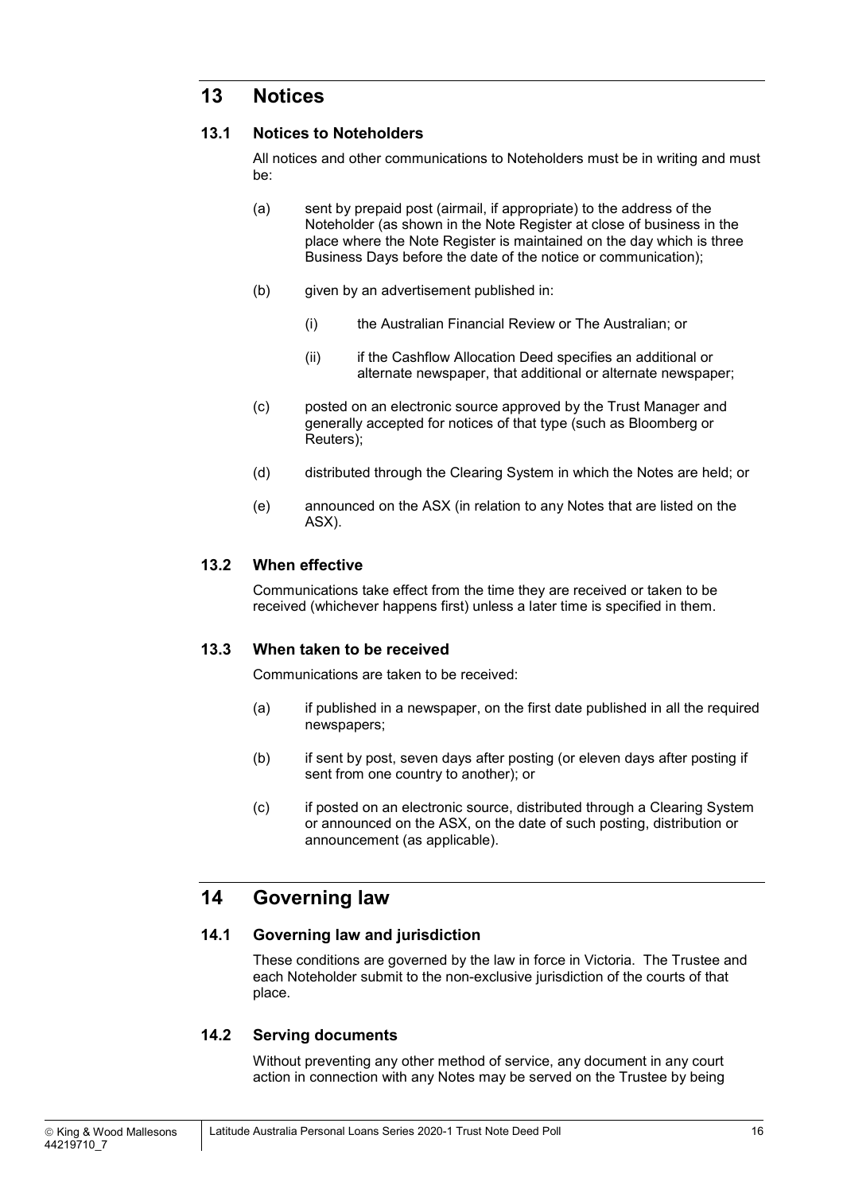# 13 Notices

## 13.1 Notices to Noteholders

All notices and other communications to Noteholders must be in writing and must be:

(a) sent by prepaid post (airmail, if appropriate) to the address of the Noteholder (as shown in the Note Register at close of business in the place where the Note Register is maintained on the day which is three Business Days before the date of the notice or communication);

(b) given by an advertisement published in:

(i) the Australian Financial Review or The Australian; or

(ii) if the Cashflow Allocation Deed specifies an additional or alternate newspaper, that additional or alternate newspaper;

(c) posted on an electronic source approved by the Trust Manager and generally accepted for notices of that type (such as Bloomberg or Reuters);

(d) distributed through the Clearing System in which the Notes are held; or

(e) announced on the ASX (in relation to any Notes that are listed on the ASX).

## 13.2 When effective

Communications take effect from the time they are received or taken to be received (whichever happens first) unless a later time is specified in them.

## 13.3 When taken to be received

Communications are taken to be received:

(a) if published in a newspaper, on the first date published in all the required newspapers;

(b) if sent by post, seven days after posting (or eleven days after posting if sent from one country to another); or

(c) if posted on an electronic source, distributed through a Clearing System or announced on the ASX, on the date of such posting, distribution or announcement (as applicable).

# 14 Governing law

## 14.1 Governing law and jurisdiction

These conditions are governed by the law in force in Victoria. The Trustee and each Noteholder submit to the non-exclusive jurisdiction of the courts of that place.

## 14.2 Serving documents

Without preventing any other method of service, any document in any court action in connection with any Notes may be served on the Trustee by being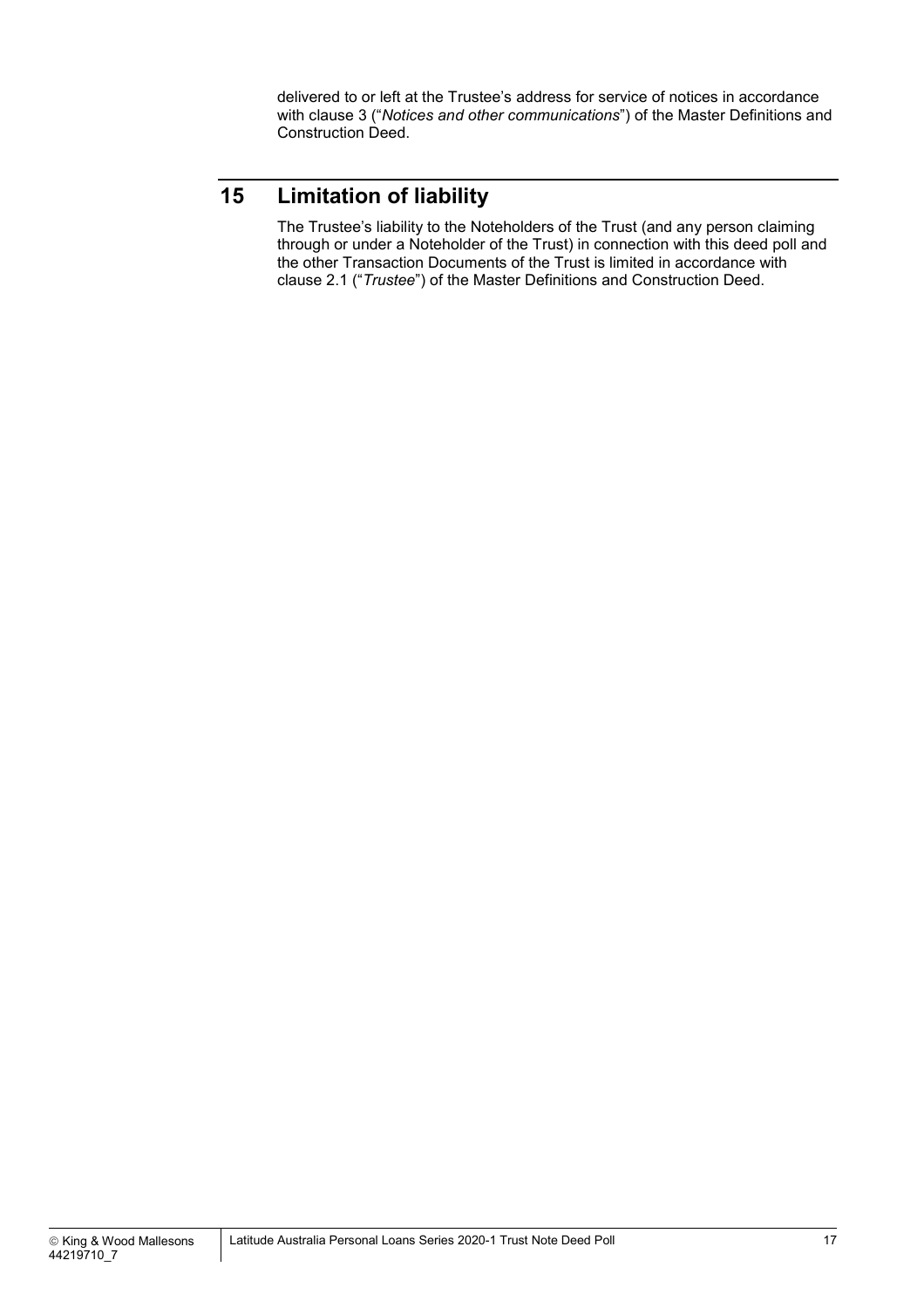delivered to or left at the Trustee's address for service of notices in accordance with clause 3 ("*Notices and other communications*") of the Master Definitions and Construction Deed.

## 15 Limitation of liability

The Trustee's liability to the Noteholders of the Trust (and any person claiming through or under a Noteholder of the Trust) in connection with this deed poll and the other Transaction Documents of the Trust is limited in accordance with clause 2.1 ("*Trustee*") of the Master Definitions and Construction Deed.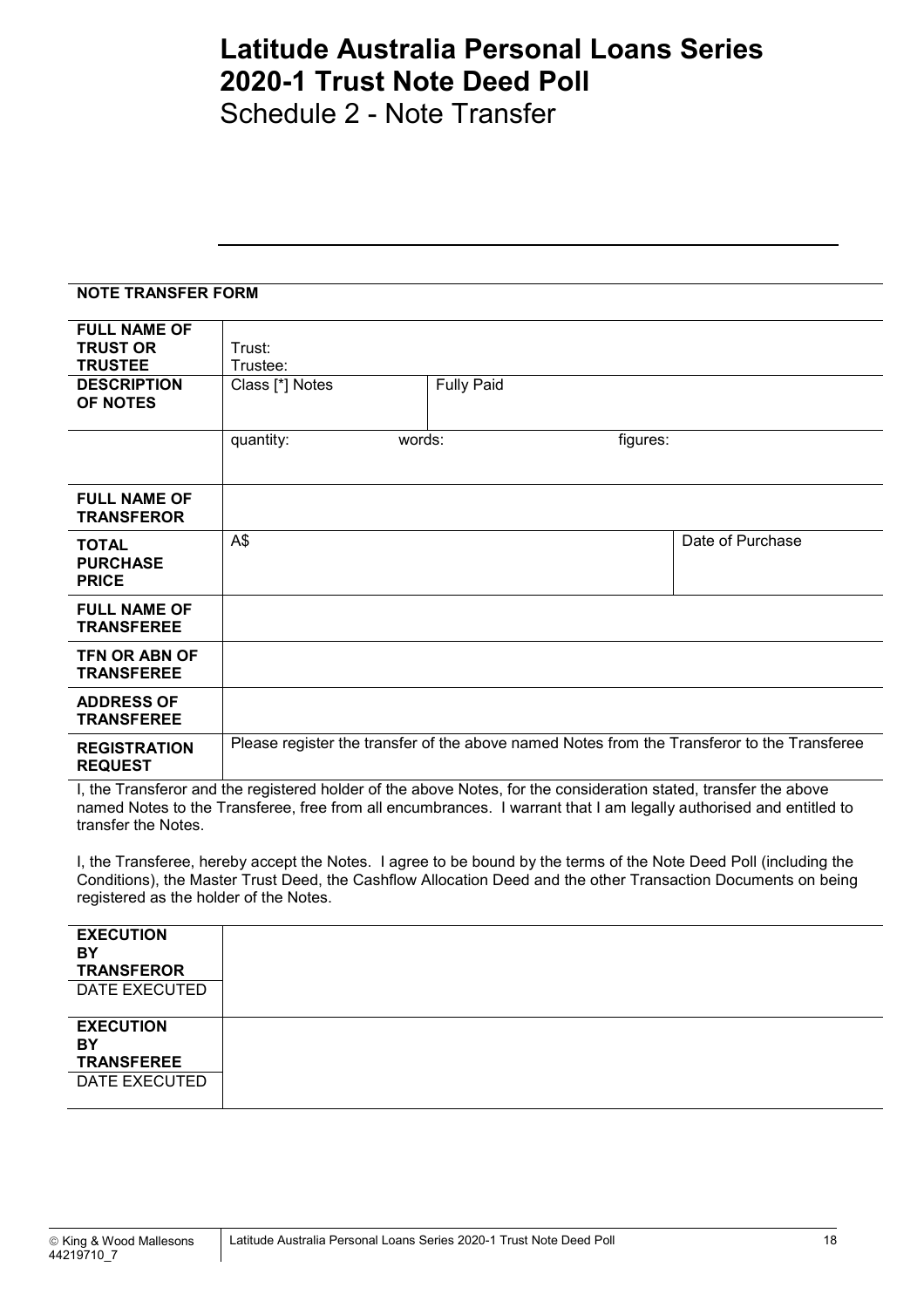# Latitude Australia Personal Loans Series 2020-1 Trust Note Deed Poll

## Schedule 2 - Note Transfer

**NOTE TRANSFER FORM**

| | | | |
|---|---|---|---|
| **FULL NAME OF TRUST OR TRUSTEE** | Trust:<br>Trustee: | | |
| **DESCRIPTION OF NOTES** | Class [*] Notes | Fully Paid | |
| | quantity: | words: | figures: |
| **FULL NAME OF TRANSFEROR** | | | |
| **TOTAL PURCHASE PRICE** | A$ | | Date of Purchase |
| **FULL NAME OF TRANSFEREE** | | | |
| **TFN OR ABN OF TRANSFEREE** | | | |
| **ADDRESS OF TRANSFEREE** | | | |
| **REGISTRATION REQUEST** | Please register the transfer of the above named Notes from the Transferor to the Transferee | | |

I, the Transferor and the registered holder of the above Notes, for the consideration stated, transfer the above named Notes to the Transferee, free from all encumbrances. I warrant that I am legally authorised and entitled to transfer the Notes.

I, the Transferee, hereby accept the Notes. I agree to be bound by the terms of the Note Deed Poll (including the Conditions), the Master Trust Deed, the Cashflow Allocation Deed and the other Transaction Documents on being registered as the holder of the Notes.

| | |
|---|---|
| **EXECUTION BY TRANSFEROR**<br>DATE EXECUTED | |
| **EXECUTION BY TRANSFEREE**<br>DATE EXECUTED | |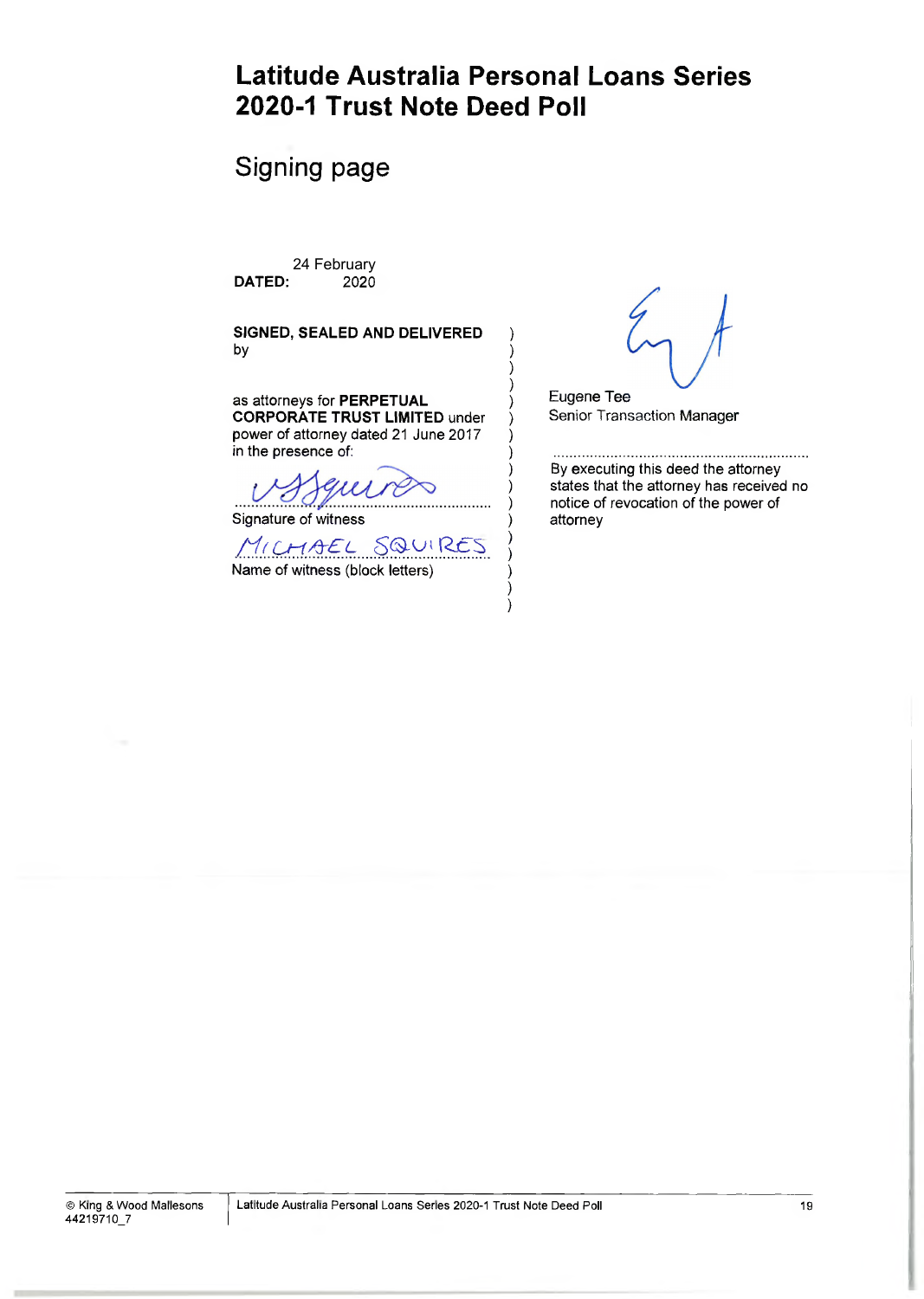# Latitude Australia Personal Loans Series 2020-1 Trust Note Deed Poll

## Signing page

**DATED:** 24 February 2020

| | |
|---|---|
| **SIGNED, SEALED AND DELIVERED** by | Eugene Tee |
| | Senior Transaction Manager |
| as attorneys for **PERPETUAL CORPORATE TRUST LIMITED** under power of attorney dated 21 June 2017 in the presence of: | |
| | By executing this deed the attorney states that the attorney has received no notice of revocation of the power of attorney |
| Signature of witness | |
| MICHAEL SQUIRES | |
| Name of witness (block letters) | |